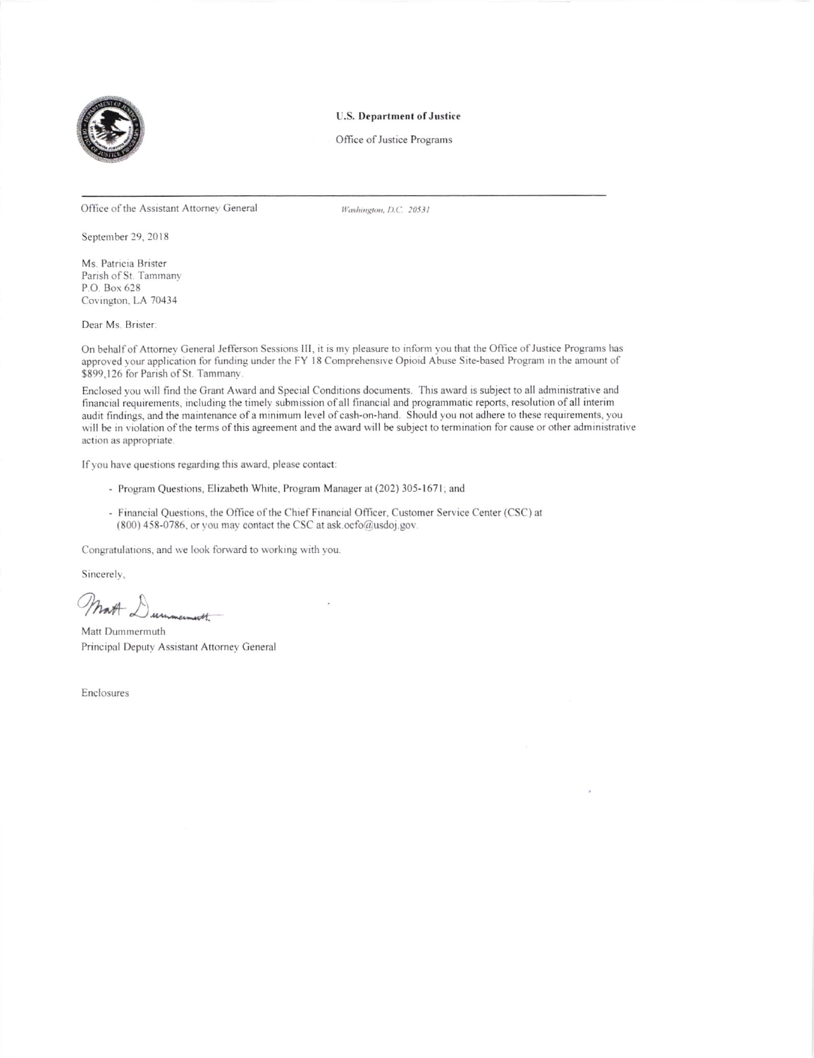**U.S. Department of Justice**

Office of Justice Programs

---

Office of the Assistant Attorney General

*Washington, D.C. 20531*

September 29, 2018

Ms. Patricia Brister
Parish of St. Tammany
P.O. Box 628
Covington, LA 70434

Dear Ms. Brister:

On behalf of Attorney General Jefferson Sessions III, it is my pleasure to inform you that the Office of Justice Programs has approved your application for funding under the FY 18 Comprehensive Opioid Abuse Site-based Program in the amount of $899,126 for Parish of St. Tammany.

Enclosed you will find the Grant Award and Special Conditions documents. This award is subject to all administrative and financial requirements, including the timely submission of all financial and programmatic reports, resolution of all interim audit findings, and the maintenance of a minimum level of cash-on-hand. Should you not adhere to these requirements, you will be in violation of the terms of this agreement and the award will be subject to termination for cause or other administrative action as appropriate.

If you have questions regarding this award, please contact:

- Program Questions, Elizabeth White, Program Manager at (202) 305-1671; and
- Financial Questions, the Office of the Chief Financial Officer, Customer Service Center (CSC) at (800) 458-0786, or you may contact the CSC at ask.ocfo@usdoj.gov.

Congratulations, and we look forward to working with you.

Sincerely,

Matt Dummermuth

Matt Dummermuth
Principal Deputy Assistant Attorney General

Enclosures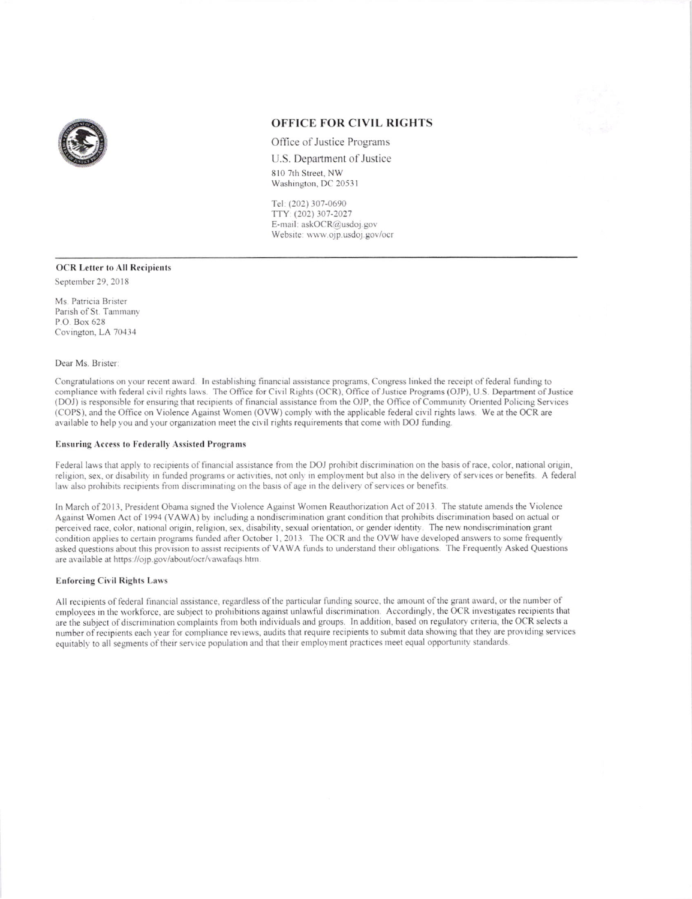## OFFICE FOR CIVIL RIGHTS

Office of Justice Programs

U.S. Department of Justice

810 7th Street, NW
Washington, DC 20531

Tel: (202) 307-0690
TTY: (202) 307-2027
E-mail: askOCR@usdoj.gov
Website: www.ojp.usdoj.gov/ocr

---

**OCR Letter to All Recipients**

September 29, 2018

Ms. Patricia Brister
Parish of St. Tammany
P.O. Box 628
Covington, LA 70434

Dear Ms. Brister:

Congratulations on your recent award. In establishing financial assistance programs, Congress linked the receipt of federal funding to compliance with federal civil rights laws. The Office for Civil Rights (OCR), Office of Justice Programs (OJP), U.S. Department of Justice (DOJ) is responsible for ensuring that recipients of financial assistance from the OJP, the Office of Community Oriented Policing Services (COPS), and the Office on Violence Against Women (OVW) comply with the applicable federal civil rights laws. We at the OCR are available to help you and your organization meet the civil rights requirements that come with DOJ funding.

### Ensuring Access to Federally Assisted Programs

Federal laws that apply to recipients of financial assistance from the DOJ prohibit discrimination on the basis of race, color, national origin, religion, sex, or disability in funded programs or activities, not only in employment but also in the delivery of services or benefits. A federal law also prohibits recipients from discriminating on the basis of age in the delivery of services or benefits.

In March of 2013, President Obama signed the Violence Against Women Reauthorization Act of 2013. The statute amends the Violence Against Women Act of 1994 (VAWA) by including a nondiscrimination grant condition that prohibits discrimination based on actual or perceived race, color, national origin, religion, sex, disability, sexual orientation, or gender identity. The new nondiscrimination grant condition applies to certain programs funded after October 1, 2013. The OCR and the OVW have developed answers to some frequently asked questions about this provision to assist recipients of VAWA funds to understand their obligations. The Frequently Asked Questions are available at https://ojp.gov/about/ocr/vawafaqs.htm.

### Enforcing Civil Rights Laws

All recipients of federal financial assistance, regardless of the particular funding source, the amount of the grant award, or the number of employees in the workforce, are subject to prohibitions against unlawful discrimination. Accordingly, the OCR investigates recipients that are the subject of discrimination complaints from both individuals and groups. In addition, based on regulatory criteria, the OCR selects a number of recipients each year for compliance reviews, audits that require recipients to submit data showing that they are providing services equitably to all segments of their service population and that their employment practices meet equal opportunity standards.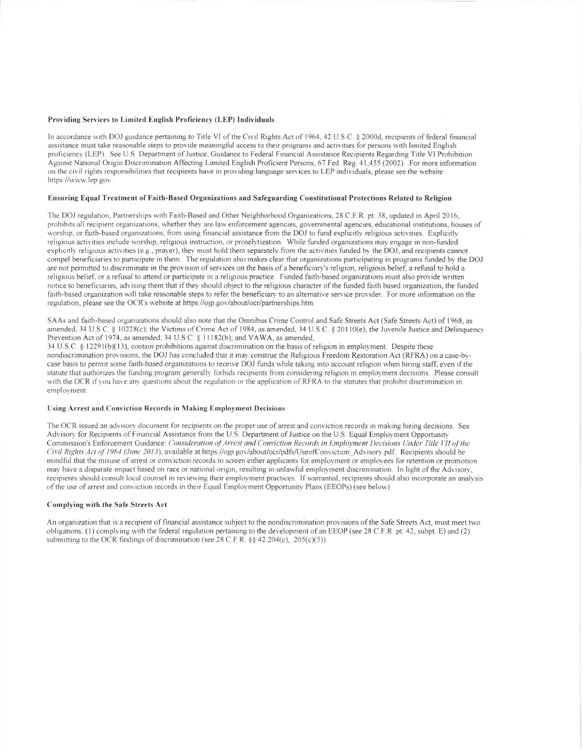### Providing Services to Limited English Proficiency (LEP) Individuals

In accordance with DOJ guidance pertaining to Title VI of the Civil Rights Act of 1964, 42 U.S.C. § 2000d, recipients of federal financial assistance must take reasonable steps to provide meaningful access to their programs and activities for persons with limited English proficiency (LEP). See U.S. Department of Justice, Guidance to Federal Financial Assistance Recipients Regarding Title VI Prohibition Against National Origin Discrimination Affecting Limited English Proficient Persons, 67 Fed. Reg. 41,455 (2002). For more information on the civil rights responsibilities that recipients have in providing language services to LEP individuals, please see the website https://www.lep.gov.

### Ensuring Equal Treatment of Faith-Based Organizations and Safeguarding Constitutional Protections Related to Religion

The DOJ regulation, Partnerships with Faith-Based and Other Neighborhood Organizations, 28 C.F.R. pt. 38, updated in April 2016, prohibits all recipient organizations, whether they are law enforcement agencies, governmental agencies, educational institutions, houses of worship, or faith-based organizations, from using financial assistance from the DOJ to fund explicitly religious activities. Explicitly religious activities include worship, religious instruction, or proselytization. While funded organizations may engage in non-funded explicitly religious activities (e.g., prayer), they must hold them separately from the activities funded by the DOJ, and recipients cannot compel beneficiaries to participate in them. The regulation also makes clear that organizations participating in programs funded by the DOJ are not permitted to discriminate in the provision of services on the basis of a beneficiary's religion, religious belief, a refusal to hold a religious belief, or a refusal to attend or participate in a religious practice. Funded faith-based organizations must also provide written notice to beneficiaries, advising them that if they should object to the religious character of the funded faith based organization, the funded faith-based organization will take reasonable steps to refer the beneficiary to an alternative service provider. For more information on the regulation, please see the OCR's website at https://ojp.gov/about/ocr/partnerships.htm.

SAAs and faith-based organizations should also note that the Omnibus Crime Control and Safe Streets Act (Safe Streets Act) of 1968, as amended, 34 U.S.C. § 10228(c); the Victims of Crime Act of 1984, as amended, 34 U.S.C. § 20110(e); the Juvenile Justice and Delinquency Prevention Act of 1974, as amended, 34 U.S.C. § 11182(b); and VAWA, as amended, 34 U.S.C. § 12291(b)(13), contain prohibitions against discrimination on the basis of religion in employment. Despite these nondiscrimination provisions, the DOJ has concluded that it may construe the Religious Freedom Restoration Act (RFRA) on a case-by-case basis to permit some faith-based organizations to receive DOJ funds while taking into account religion when hiring staff, even if the statute that authorizes the funding program generally forbids recipients from considering religion in employment decisions. Please consult with the OCR if you have any questions about the regulation or the application of RFRA to the statutes that prohibit discrimination in employment.

### Using Arrest and Conviction Records in Making Employment Decisions

The OCR issued an advisory document for recipients on the proper use of arrest and conviction records in making hiring decisions. See Advisory for Recipients of Financial Assistance from the U.S. Department of Justice on the U.S. Equal Employment Opportunity Commission's Enforcement Guidance: *Consideration of Arrest and Conviction Records in Employment Decisions Under Title VII of the Civil Rights Act of 1964 (June 2013)*, available at https://ojp.gov/about/ocr/pdfs/UseofConviction_Advisory.pdf. Recipients should be mindful that the misuse of arrest or conviction records to screen either applicants for employment or employees for retention or promotion may have a disparate impact based on race or national origin, resulting in unlawful employment discrimination. In light of the Advisory, recipients should consult local counsel in reviewing their employment practices. If warranted, recipients should also incorporate an analysis of the use of arrest and conviction records in their Equal Employment Opportunity Plans (EEOPs) (see below).

### Complying with the Safe Streets Act

An organization that is a recipient of financial assistance subject to the nondiscrimination provisions of the Safe Streets Act, must meet two obligations: (1) complying with the federal regulation pertaining to the development of an EEOP (see 28 C.F.R. pt. 42, subpt. E) and (2) submitting to the OCR findings of discrimination (see 28 C.F.R. §§ 42.204(c), .205(c)(5)).